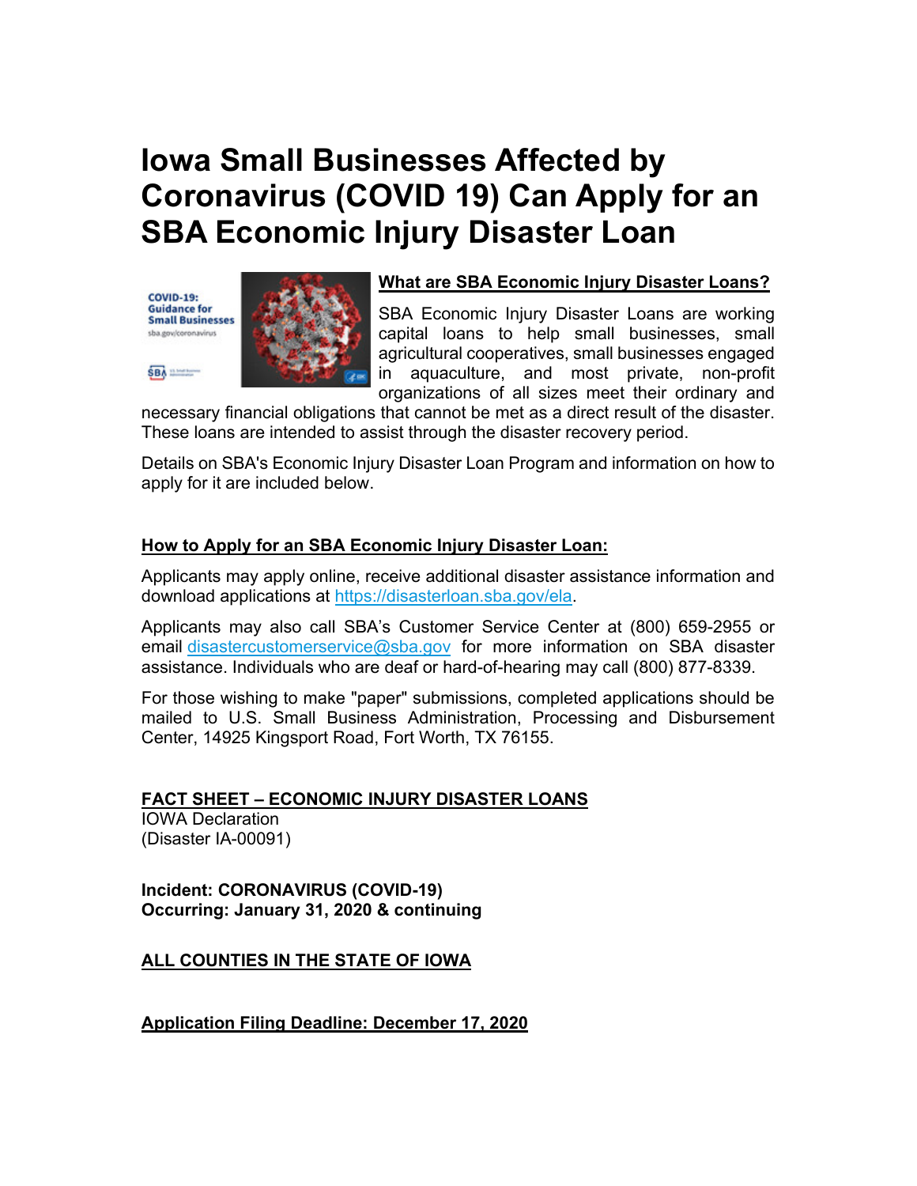# Iowa Small Businesses Affected by Coronavirus (COVID 19) Can Apply for an SBA Economic Injury Disaster Loan

## What are SBA Economic Injury Disaster Loans?

SBA Economic Injury Disaster Loans are working capital loans to help small businesses, small agricultural cooperatives, small businesses engaged in aquaculture, and most private, non-profit organizations of all sizes meet their ordinary and necessary financial obligations that cannot be met as a direct result of the disaster. These loans are intended to assist through the disaster recovery period.

Details on SBA's Economic Injury Disaster Loan Program and information on how to apply for it are included below.

## How to Apply for an SBA Economic Injury Disaster Loan:

Applicants may apply online, receive additional disaster assistance information and download applications at https://disasterloan.sba.gov/ela.

Applicants may also call SBA's Customer Service Center at (800) 659-2955 or email disastercustomerservice@sba.gov for more information on SBA disaster assistance. Individuals who are deaf or hard-of-hearing may call (800) 877-8339.

For those wishing to make "paper" submissions, completed applications should be mailed to U.S. Small Business Administration, Processing and Disbursement Center, 14925 Kingsport Road, Fort Worth, TX 76155.

## FACT SHEET – ECONOMIC INJURY DISASTER LOANS

IOWA Declaration
(Disaster IA-00091)

**Incident: CORONAVIRUS (COVID-19)**
**Occurring: January 31, 2020 & continuing**

**ALL COUNTIES IN THE STATE OF IOWA**

**Application Filing Deadline: December 17, 2020**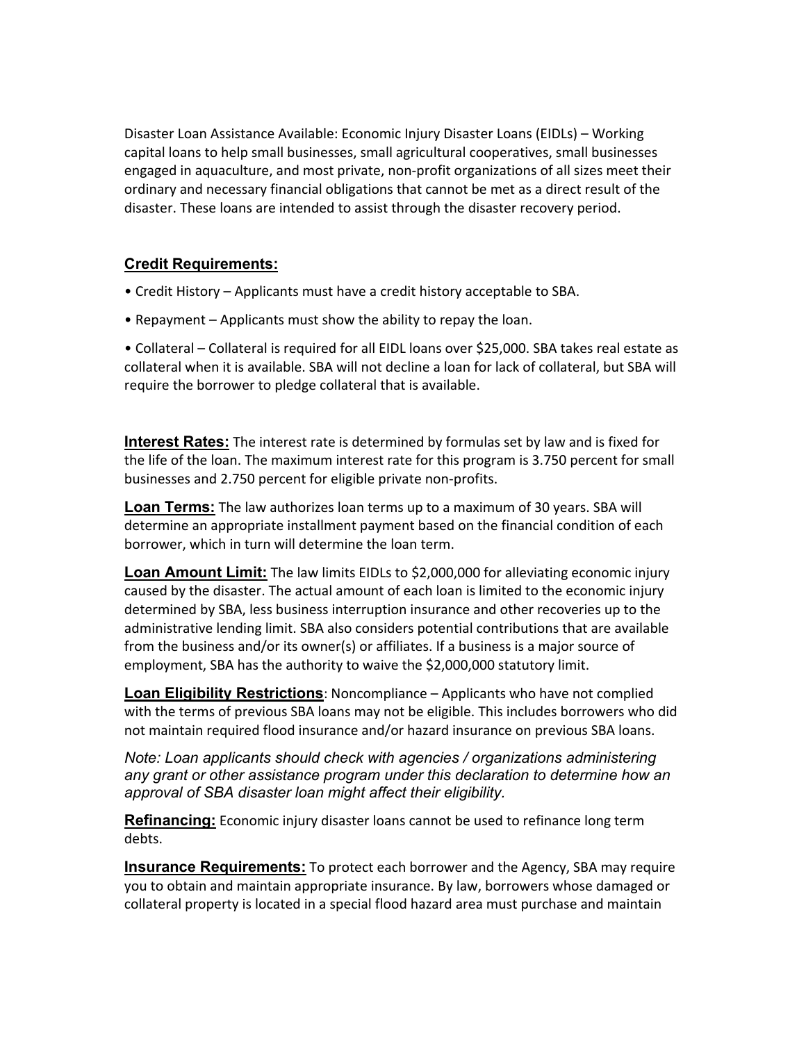Disaster Loan Assistance Available: Economic Injury Disaster Loans (EIDLs) – Working capital loans to help small businesses, small agricultural cooperatives, small businesses engaged in aquaculture, and most private, non-profit organizations of all sizes meet their ordinary and necessary financial obligations that cannot be met as a direct result of the disaster. These loans are intended to assist through the disaster recovery period.

**Credit Requirements:**

- Credit History – Applicants must have a credit history acceptable to SBA.
- Repayment – Applicants must show the ability to repay the loan.
- Collateral – Collateral is required for all EIDL loans over $25,000. SBA takes real estate as collateral when it is available. SBA will not decline a loan for lack of collateral, but SBA will require the borrower to pledge collateral that is available.

**Interest Rates:** The interest rate is determined by formulas set by law and is fixed for the life of the loan. The maximum interest rate for this program is 3.750 percent for small businesses and 2.750 percent for eligible private non-profits.

**Loan Terms:** The law authorizes loan terms up to a maximum of 30 years. SBA will determine an appropriate installment payment based on the financial condition of each borrower, which in turn will determine the loan term.

**Loan Amount Limit:** The law limits EIDLs to $2,000,000 for alleviating economic injury caused by the disaster. The actual amount of each loan is limited to the economic injury determined by SBA, less business interruption insurance and other recoveries up to the administrative lending limit. SBA also considers potential contributions that are available from the business and/or its owner(s) or affiliates. If a business is a major source of employment, SBA has the authority to waive the $2,000,000 statutory limit.

**Loan Eligibility Restrictions**: Noncompliance – Applicants who have not complied with the terms of previous SBA loans may not be eligible. This includes borrowers who did not maintain required flood insurance and/or hazard insurance on previous SBA loans.

*Note: Loan applicants should check with agencies / organizations administering any grant or other assistance program under this declaration to determine how an approval of SBA disaster loan might affect their eligibility.*

**Refinancing:** Economic injury disaster loans cannot be used to refinance long term debts.

**Insurance Requirements:** To protect each borrower and the Agency, SBA may require you to obtain and maintain appropriate insurance. By law, borrowers whose damaged or collateral property is located in a special flood hazard area must purchase and maintain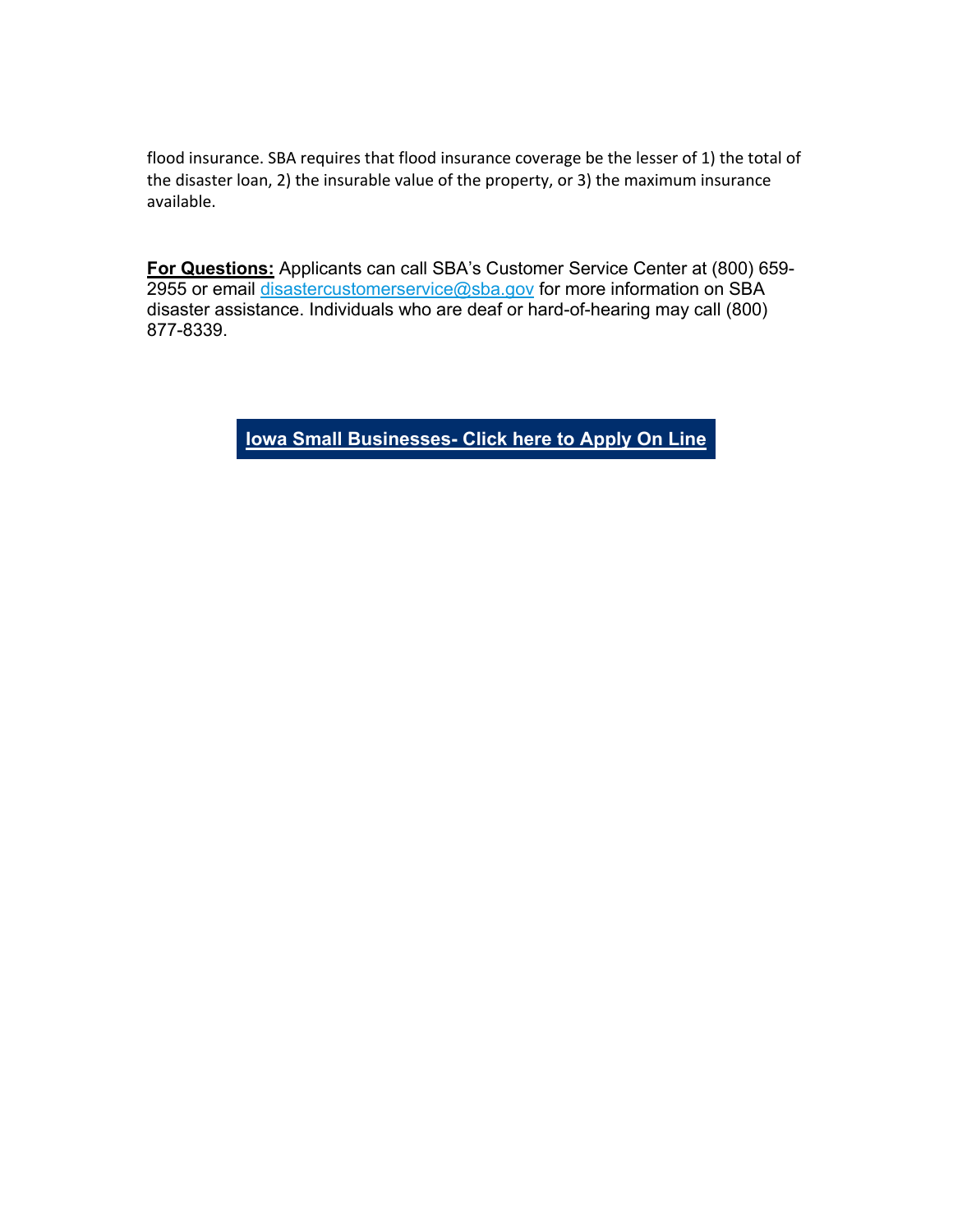flood insurance. SBA requires that flood insurance coverage be the lesser of 1) the total of the disaster loan, 2) the insurable value of the property, or 3) the maximum insurance available.

**For Questions:** Applicants can call SBA's Customer Service Center at (800) 659-2955 or email disastercustomerservice@sba.gov for more information on SBA disaster assistance. Individuals who are deaf or hard-of-hearing may call (800) 877-8339.

**Iowa Small Businesses- Click here to Apply On Line**